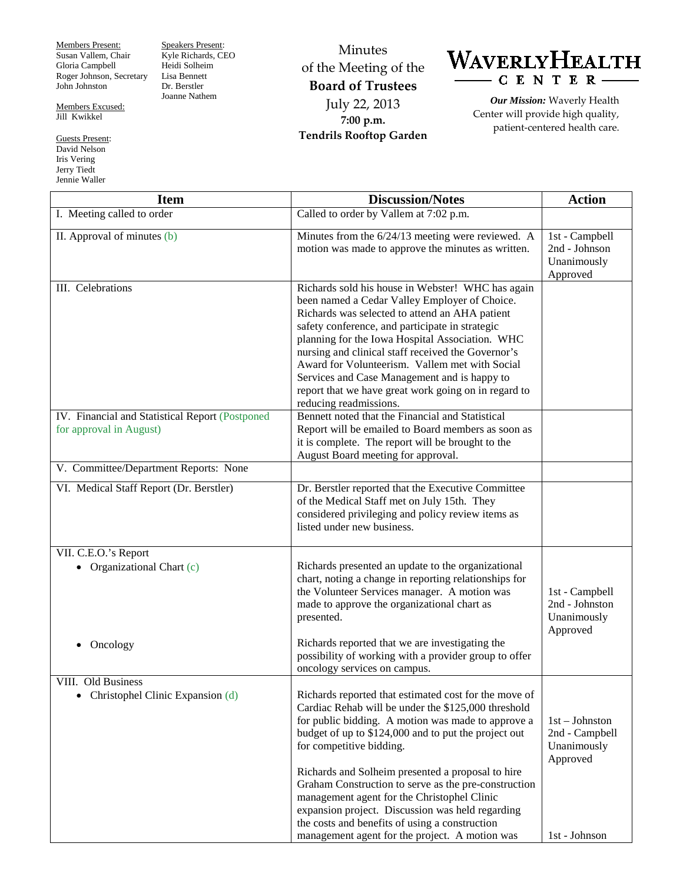Members Present:
Susan Vallem, Chair
Gloria Campbell
Roger Johnson, Secretary
John Johnston

Members Excused:
Jill Kwikkel

Guests Present:
David Nelson
Iris Vering
Jerry Tiedt
Jennie Waller

Speakers Present:
Kyle Richards, CEO
Heidi Solheim
Lisa Bennett
Dr. Berstler
Joanne Nathem

# Minutes of the Meeting of the **Board of Trustees**

July 22, 2013
**7:00 p.m.**
**Tendrils Rooftop Garden**

**WAVERLY HEALTH CENTER**

***Our Mission:*** Waverly Health Center will provide high quality, patient-centered health care.

| Item | Discussion/Notes | Action |
|---|---|---|
| I. Meeting called to order | Called to order by Vallem at 7:02 p.m. | |
| II. Approval of minutes (b) | Minutes from the 6/24/13 meeting were reviewed. A motion was made to approve the minutes as written. | 1st - Campbell<br>2nd - Johnson<br>Unanimously Approved |
| III. Celebrations | Richards sold his house in Webster! WHC has again been named a Cedar Valley Employer of Choice. Richards was selected to attend an AHA patient safety conference, and participate in strategic planning for the Iowa Hospital Association. WHC nursing and clinical staff received the Governor's Award for Volunteerism. Vallem met with Social Services and Case Management and is happy to report that we have great work going on in regard to reducing readmissions. | |
| IV. Financial and Statistical Report (Postponed for approval in August) | Bennett noted that the Financial and Statistical Report will be emailed to Board members as soon as it is complete. The report will be brought to the August Board meeting for approval. | |
| V. Committee/Department Reports: None | | |
| VI. Medical Staff Report (Dr. Berstler) | Dr. Berstler reported that the Executive Committee of the Medical Staff met on July 15th. They considered privileging and policy review items as listed under new business. | |
| VII. C.E.O.'s Report<br>• Organizational Chart (c) | Richards presented an update to the organizational chart, noting a change in reporting relationships for the Volunteer Services manager. A motion was made to approve the organizational chart as presented. | 1st - Campbell<br>2nd - Johnston<br>Unanimously Approved |
| • Oncology | Richards reported that we are investigating the possibility of working with a provider group to offer oncology services on campus. | |
| VIII. Old Business<br>• Christophel Clinic Expansion (d) | Richards reported that estimated cost for the move of Cardiac Rehab will be under the $125,000 threshold for public bidding. A motion was made to approve a budget of up to $124,000 and to put the project out for competitive bidding. | 1st – Johnston<br>2nd - Campbell<br>Unanimously Approved |
| | Richards and Solheim presented a proposal to hire Graham Construction to serve as the pre-construction management agent for the Christophel Clinic expansion project. Discussion was held regarding the costs and benefits of using a construction management agent for the project. A motion was | 1st - Johnson |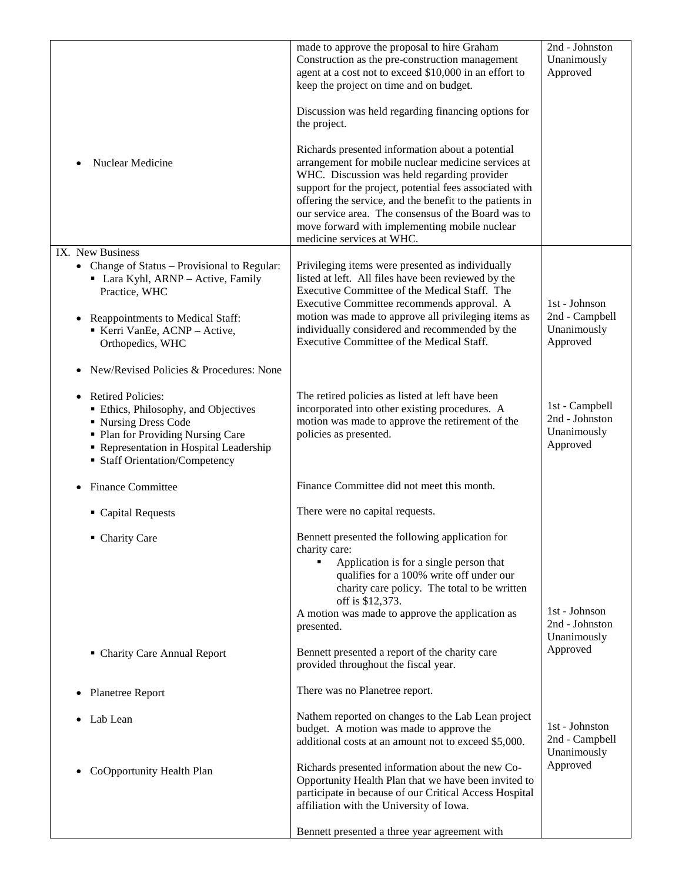| | | |
|---|---|---|
| | made to approve the proposal to hire Graham Construction as the pre-construction management agent at a cost not to exceed $10,000 in an effort to keep the project on time and on budget.<br><br>Discussion was held regarding financing options for the project. | 2nd - Johnston<br>Unanimously Approved |
| • Nuclear Medicine | Richards presented information about a potential arrangement for mobile nuclear medicine services at WHC. Discussion was held regarding provider support for the project, potential fees associated with offering the service, and the benefit to the patients in our service area. The consensus of the Board was to move forward with implementing mobile nuclear medicine services at WHC. | |
| IX. New Business<br>• Change of Status – Provisional to Regular:<br>▪ Lara Kyhl, ARNP – Active, Family Practice, WHC<br><br>• Reappointments to Medical Staff:<br>▪ Kerri VanEe, ACNP – Active, Orthopedics, WHC | Privileging items were presented as individually listed at left. All files have been reviewed by the Executive Committee of the Medical Staff. The Executive Committee recommends approval. A motion was made to approve all privileging items as individually considered and recommended by the Executive Committee of the Medical Staff. | 1st - Johnson<br>2nd - Campbell<br>Unanimously Approved |
| • New/Revised Policies & Procedures: None | | |
| • Retired Policies:<br>▪ Ethics, Philosophy, and Objectives<br>▪ Nursing Dress Code<br>▪ Plan for Providing Nursing Care<br>▪ Representation in Hospital Leadership<br>▪ Staff Orientation/Competency | The retired policies as listed at left have been incorporated into other existing procedures. A motion was made to approve the retirement of the policies as presented. | 1st - Campbell<br>2nd - Johnston<br>Unanimously Approved |
| • Finance Committee | Finance Committee did not meet this month. | |
| ▪ Capital Requests | There were no capital requests. | |
| ▪ Charity Care | Bennett presented the following application for charity care:<br>▪ Application is for a single person that qualifies for a 100% write off under our charity care policy. The total to be written off is $12,373.<br>A motion was made to approve the application as presented. | 1st - Johnson<br>2nd - Johnston<br>Unanimously Approved |
| ▪ Charity Care Annual Report | Bennett presented a report of the charity care provided throughout the fiscal year. | |
| • Planetree Report | There was no Planetree report. | |
| • Lab Lean | Nathem reported on changes to the Lab Lean project budget. A motion was made to approve the additional costs at an amount not to exceed $5,000. | 1st - Johnston<br>2nd - Campbell<br>Unanimously Approved |
| • CoOpportunity Health Plan | Richards presented information about the new Co-Opportunity Health Plan that we have been invited to participate in because of our Critical Access Hospital affiliation with the University of Iowa.<br><br>Bennett presented a three year agreement with | |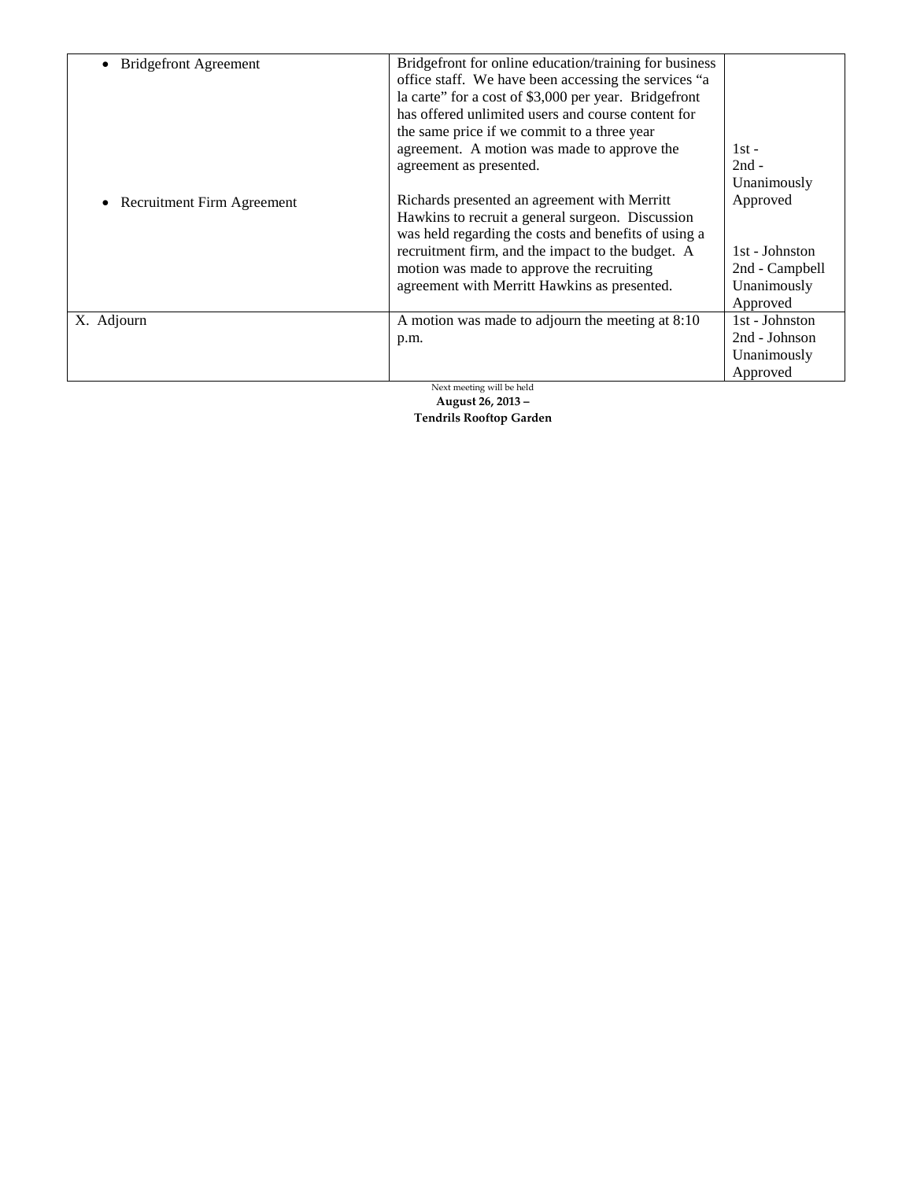| | | |
|---|---|---|
| • Bridgefront Agreement | Bridgefront for online education/training for business office staff. We have been accessing the services "a la carte" for a cost of $3,000 per year. Bridgefront has offered unlimited users and course content for the same price if we commit to a three year agreement. A motion was made to approve the agreement as presented. | 1st -<br>2nd -<br>Unanimously Approved |
| • Recruitment Firm Agreement | Richards presented an agreement with Merritt Hawkins to recruit a general surgeon. Discussion was held regarding the costs and benefits of using a recruitment firm, and the impact to the budget. A motion was made to approve the recruiting agreement with Merritt Hawkins as presented. | 1st - Johnston<br>2nd - Campbell<br>Unanimously Approved |
| X. Adjourn | A motion was made to adjourn the meeting at 8:10 p.m. | 1st - Johnston<br>2nd - Johnson<br>Unanimously Approved |

Next meeting will be held
**August 26, 2013 –**
**Tendrils Rooftop Garden**